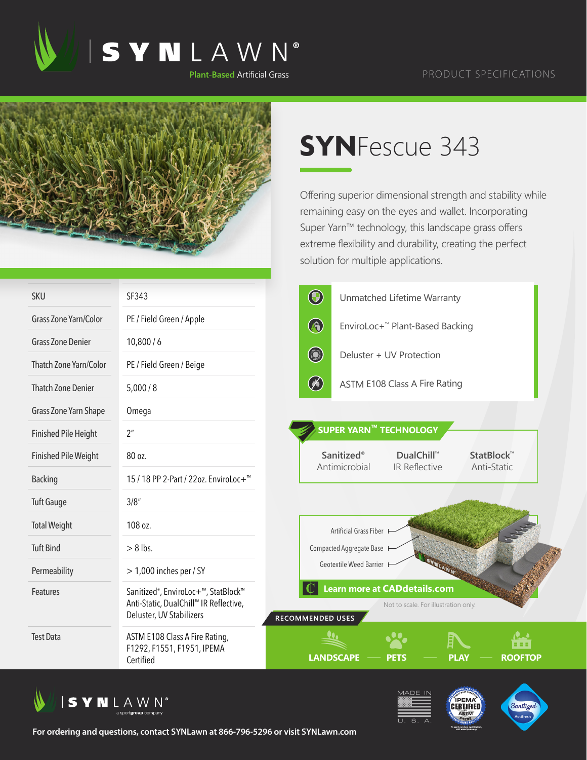# SYNLAWN®

Plant-Based Artificial Grass

PRODUCT SPECIFICATIONS

## SYNFescue 343

Offering superior dimensional strength and stability while remaining easy on the eyes and wallet. Incorporating Super Yarn™ technology, this landscape grass offers extreme flexibility and durability, creating the perfect solution for multiple applications.

| | |
|---|---|
| SKU | SF343 |
| Grass Zone Yarn/Color | PE / Field Green / Apple |
| Grass Zone Denier | 10,800 / 6 |
| Thatch Zone Yarn/Color | PE / Field Green / Beige |
| Thatch Zone Denier | 5,000 / 8 |
| Grass Zone Yarn Shape | Omega |
| Finished Pile Height | 2" |
| Finished Pile Weight | 80 oz. |
| Backing | 15 / 18 PP 2-Part / 22oz. EnviroLoc+™ |
| Tuft Gauge | 3/8" |
| Total Weight | 108 oz. |
| Tuft Bind | > 8 lbs. |
| Permeability | > 1,000 inches per / SY |
| Features | Sanitized®, EnviroLoc+™, StatBlock™ Anti-Static, DualChill™ IR Reflective, Deluster, UV Stabilizers |
| Test Data | ASTM E108 Class A Fire Rating, F1292, F1551, F1951, IPEMA Certified |

- Unmatched Lifetime Warranty
- EnviroLoc+™ Plant-Based Backing
- Deluster + UV Protection
- ASTM E108 Class A Fire Rating

### SUPER YARN™ TECHNOLOGY

- Sanitized® Antimicrobial
- DualChill™ IR Reflective
- StatBlock™ Anti-Static

Artificial Grass Fiber

Compacted Aggregate Base

Geotextile Weed Barrier

**Learn more at CADdetails.com**

Not to scale. For illustration only.

### RECOMMENDED USES

LANDSCAPE — PETS — PLAY — ROOFTOP

SYNLAWN® a sportgroup company

MADE IN U.S.A.

**For ordering and questions, contact SYNLawn at 866-796-5296 or visit SYNLawn.com**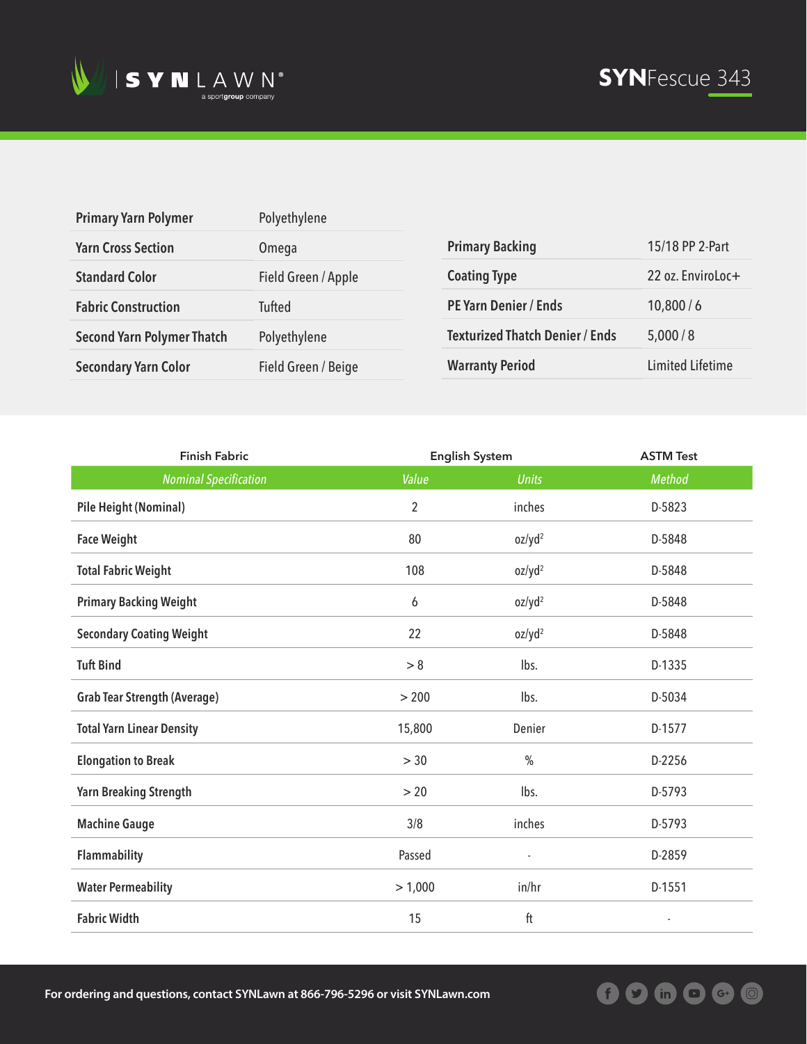SYNLAWN® a sportgroup company

# SYNFescue 343

| | |
|---|---|
| Primary Yarn Polymer | Polyethylene |
| Yarn Cross Section | Omega |
| Standard Color | Field Green / Apple |
| Fabric Construction | Tufted |
| Second Yarn Polymer Thatch | Polyethylene |
| Secondary Yarn Color | Field Green / Beige |

| | |
|---|---|
| Primary Backing | 15/18 PP 2-Part |
| Coating Type | 22 oz. EnviroLoc+ |
| PE Yarn Denier / Ends | 10,800 / 6 |
| Texturized Thatch Denier / Ends | 5,000 / 8 |
| Warranty Period | Limited Lifetime |

| Finish Fabric | English System | | ASTM Test |
|---|---|---|---|
| *Nominal Specification* | *Value* | *Units* | *Method* |
| Pile Height (Nominal) | 2 | inches | D-5823 |
| Face Weight | 80 | $oz/yd^2$ | D-5848 |
| Total Fabric Weight | 108 | $oz/yd^2$ | D-5848 |
| Primary Backing Weight | 6 | $oz/yd^2$ | D-5848 |
| Secondary Coating Weight | 22 | $oz/yd^2$ | D-5848 |
| Tuft Bind | > 8 | lbs. | D-1335 |
| Grab Tear Strength (Average) | > 200 | lbs. | D-5034 |
| Total Yarn Linear Density | 15,800 | Denier | D-1577 |
| Elongation to Break | > 30 | % | D-2256 |
| Yarn Breaking Strength | > 20 | lbs. | D-5793 |
| Machine Gauge | 3/8 | inches | D-5793 |
| Flammability | Passed | - | D-2859 |
| Water Permeability | > 1,000 | in/hr | D-1551 |
| Fabric Width | 15 | ft | - |

**For ordering and questions, contact SYNLawn at 866-796-5296 or visit SYNLawn.com**